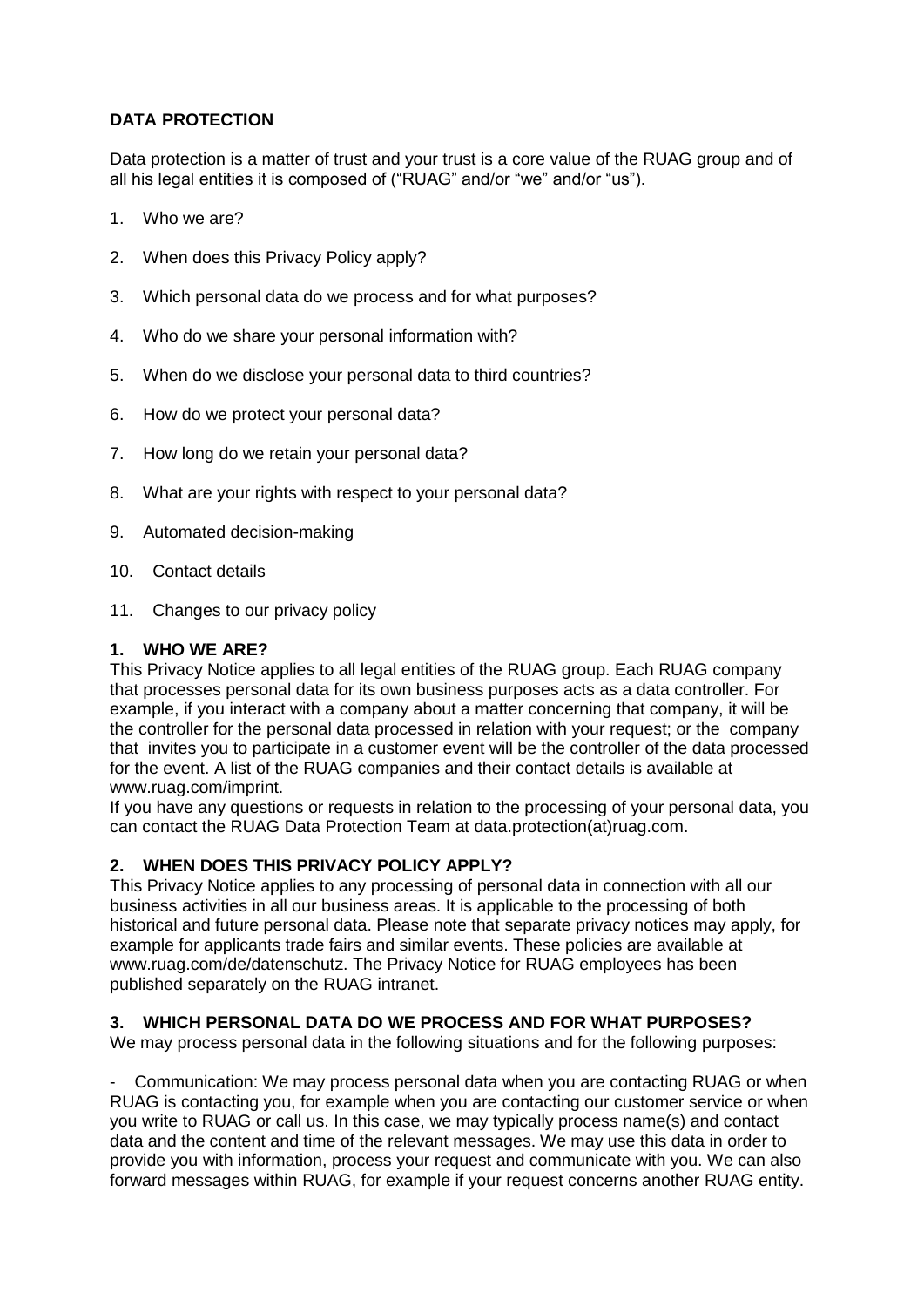# DATA PROTECTION

Data protection is a matter of trust and your trust is a core value of the RUAG group and of all his legal entities it is composed of ("RUAG" and/or "we" and/or "us").

1. Who we are?
2. When does this Privacy Policy apply?
3. Which personal data do we process and for what purposes?
4. Who do we share your personal information with?
5. When do we disclose your personal data to third countries?
6. How do we protect your personal data?
7. How long do we retain your personal data?
8. What are your rights with respect to your personal data?
9. Automated decision-making
10. Contact details
11. Changes to our privacy policy

## 1. WHO WE ARE?

This Privacy Notice applies to all legal entities of the RUAG group. Each RUAG company that processes personal data for its own business purposes acts as a data controller. For example, if you interact with a company about a matter concerning that company, it will be the controller for the personal data processed in relation with your request; or the company that invites you to participate in a customer event will be the controller of the data processed for the event. A list of the RUAG companies and their contact details is available at www.ruag.com/imprint.

If you have any questions or requests in relation to the processing of your personal data, you can contact the RUAG Data Protection Team at data.protection(at)ruag.com.

## 2. WHEN DOES THIS PRIVACY POLICY APPLY?

This Privacy Notice applies to any processing of personal data in connection with all our business activities in all our business areas. It is applicable to the processing of both historical and future personal data. Please note that separate privacy notices may apply, for example for applicants trade fairs and similar events. These policies are available at www.ruag.com/de/datenschutz. The Privacy Notice for RUAG employees has been published separately on the RUAG intranet.

## 3. WHICH PERSONAL DATA DO WE PROCESS AND FOR WHAT PURPOSES?

We may process personal data in the following situations and for the following purposes:

- Communication: We may process personal data when you are contacting RUAG or when RUAG is contacting you, for example when you are contacting our customer service or when you write to RUAG or call us. In this case, we may typically process name(s) and contact data and the content and time of the relevant messages. We may use this data in order to provide you with information, process your request and communicate with you. We can also forward messages within RUAG, for example if your request concerns another RUAG entity.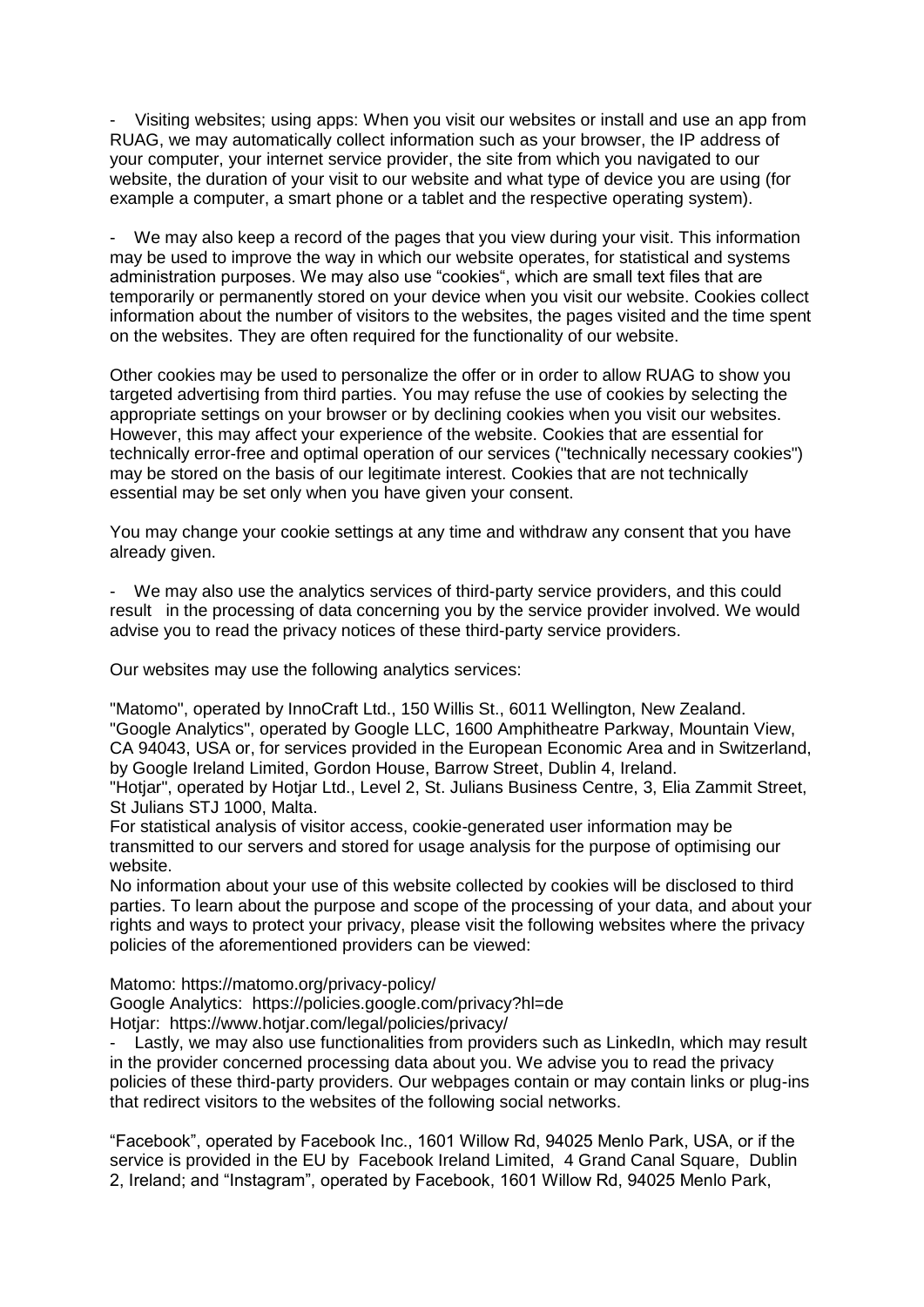- Visiting websites; using apps: When you visit our websites or install and use an app from RUAG, we may automatically collect information such as your browser, the IP address of your computer, your internet service provider, the site from which you navigated to our website, the duration of your visit to our website and what type of device you are using (for example a computer, a smart phone or a tablet and the respective operating system).

- We may also keep a record of the pages that you view during your visit. This information may be used to improve the way in which our website operates, for statistical and systems administration purposes. We may also use "cookies", which are small text files that are temporarily or permanently stored on your device when you visit our website. Cookies collect information about the number of visitors to the websites, the pages visited and the time spent on the websites. They are often required for the functionality of our website.

Other cookies may be used to personalize the offer or in order to allow RUAG to show you targeted advertising from third parties. You may refuse the use of cookies by selecting the appropriate settings on your browser or by declining cookies when you visit our websites. However, this may affect your experience of the website. Cookies that are essential for technically error-free and optimal operation of our services ("technically necessary cookies") may be stored on the basis of our legitimate interest. Cookies that are not technically essential may be set only when you have given your consent.

You may change your cookie settings at any time and withdraw any consent that you have already given.

- We may also use the analytics services of third-party service providers, and this could result in the processing of data concerning you by the service provider involved. We would advise you to read the privacy notices of these third-party service providers.

Our websites may use the following analytics services:

"Matomo", operated by InnoCraft Ltd., 150 Willis St., 6011 Wellington, New Zealand.
"Google Analytics", operated by Google LLC, 1600 Amphitheatre Parkway, Mountain View, CA 94043, USA or, for services provided in the European Economic Area and in Switzerland, by Google Ireland Limited, Gordon House, Barrow Street, Dublin 4, Ireland.
"Hotjar", operated by Hotjar Ltd., Level 2, St. Julians Business Centre, 3, Elia Zammit Street, St Julians STJ 1000, Malta.
For statistical analysis of visitor access, cookie-generated user information may be transmitted to our servers and stored for usage analysis for the purpose of optimising our website.
No information about your use of this website collected by cookies will be disclosed to third parties. To learn about the purpose and scope of the processing of your data, and about your rights and ways to protect your privacy, please visit the following websites where the privacy policies of the aforementioned providers can be viewed:

Matomo: https://matomo.org/privacy-policy/
Google Analytics: https://policies.google.com/privacy?hl=de
Hotjar: https://www.hotjar.com/legal/policies/privacy/

- Lastly, we may also use functionalities from providers such as LinkedIn, which may result in the provider concerned processing data about you. We advise you to read the privacy policies of these third-party providers. Our webpages contain or may contain links or plug-ins that redirect visitors to the websites of the following social networks.

"Facebook", operated by Facebook Inc., 1601 Willow Rd, 94025 Menlo Park, USA, or if the service is provided in the EU by Facebook Ireland Limited, 4 Grand Canal Square, Dublin 2, Ireland; and "Instagram", operated by Facebook, 1601 Willow Rd, 94025 Menlo Park,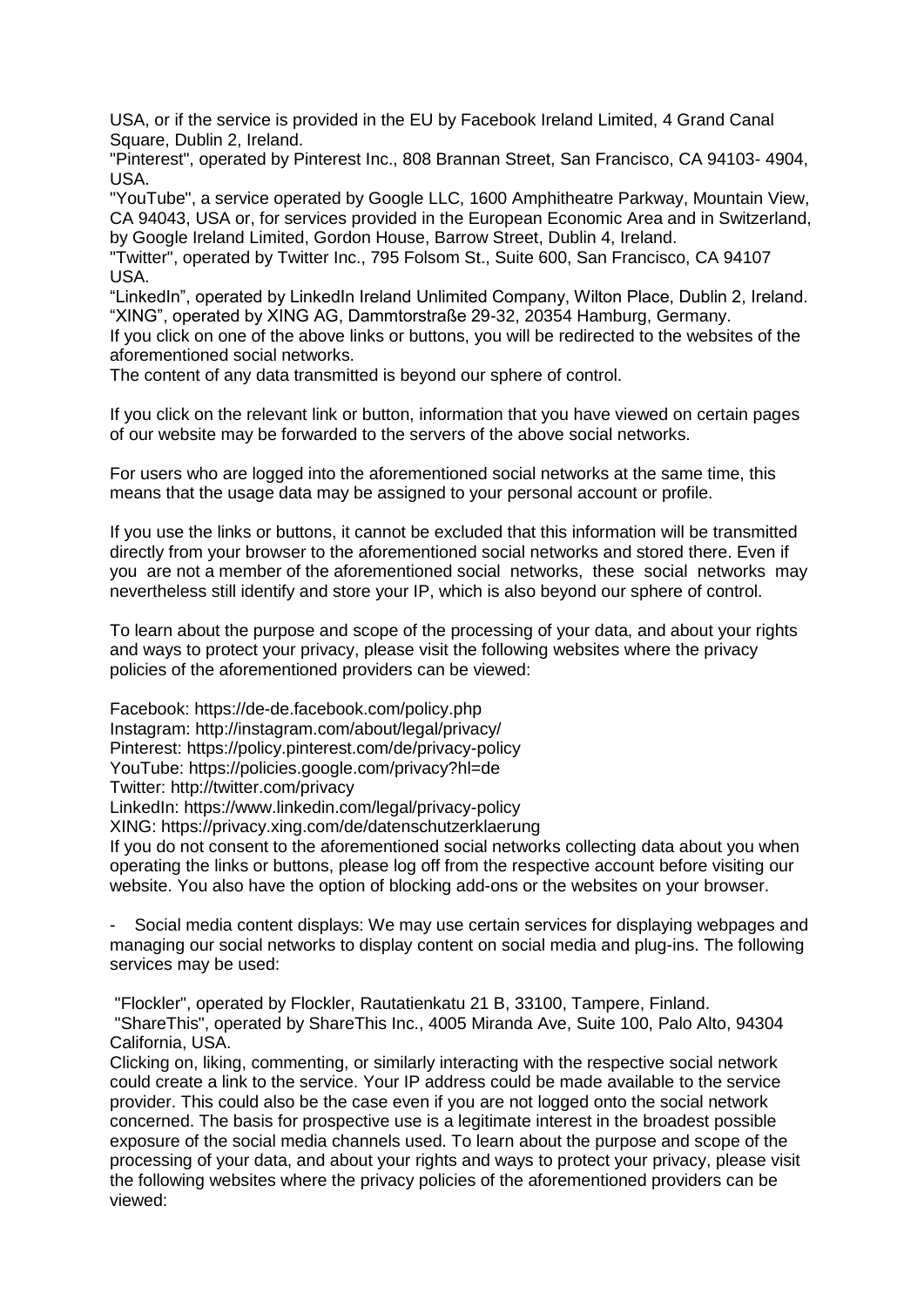USA, or if the service is provided in the EU by Facebook Ireland Limited, 4 Grand Canal Square, Dublin 2, Ireland.

"Pinterest", operated by Pinterest Inc., 808 Brannan Street, San Francisco, CA 94103- 4904, USA.

"YouTube", a service operated by Google LLC, 1600 Amphitheatre Parkway, Mountain View, CA 94043, USA or, for services provided in the European Economic Area and in Switzerland, by Google Ireland Limited, Gordon House, Barrow Street, Dublin 4, Ireland.

"Twitter", operated by Twitter Inc., 795 Folsom St., Suite 600, San Francisco, CA 94107 USA.

"LinkedIn", operated by LinkedIn Ireland Unlimited Company, Wilton Place, Dublin 2, Ireland.

"XING", operated by XING AG, Dammtorstraße 29-32, 20354 Hamburg, Germany.

If you click on one of the above links or buttons, you will be redirected to the websites of the aforementioned social networks.

The content of any data transmitted is beyond our sphere of control.

If you click on the relevant link or button, information that you have viewed on certain pages of our website may be forwarded to the servers of the above social networks.

For users who are logged into the aforementioned social networks at the same time, this means that the usage data may be assigned to your personal account or profile.

If you use the links or buttons, it cannot be excluded that this information will be transmitted directly from your browser to the aforementioned social networks and stored there. Even if you are not a member of the aforementioned social networks, these social networks may nevertheless still identify and store your IP, which is also beyond our sphere of control.

To learn about the purpose and scope of the processing of your data, and about your rights and ways to protect your privacy, please visit the following websites where the privacy policies of the aforementioned providers can be viewed:

Facebook: https://de-de.facebook.com/policy.php
Instagram: http://instagram.com/about/legal/privacy/
Pinterest: https://policy.pinterest.com/de/privacy-policy
YouTube: https://policies.google.com/privacy?hl=de
Twitter: http://twitter.com/privacy
LinkedIn: https://www.linkedin.com/legal/privacy-policy
XING: https://privacy.xing.com/de/datenschutzerklaerung

If you do not consent to the aforementioned social networks collecting data about you when operating the links or buttons, please log off from the respective account before visiting our website. You also have the option of blocking add-ons or the websites on your browser.

- Social media content displays: We may use certain services for displaying webpages and managing our social networks to display content on social media and plug-ins. The following services may be used:

"Flockler", operated by Flockler, Rautatienkatu 21 B, 33100, Tampere, Finland.
"ShareThis", operated by ShareThis Inc., 4005 Miranda Ave, Suite 100, Palo Alto, 94304 California, USA.

Clicking on, liking, commenting, or similarly interacting with the respective social network could create a link to the service. Your IP address could be made available to the service provider. This could also be the case even if you are not logged onto the social network concerned. The basis for prospective use is a legitimate interest in the broadest possible exposure of the social media channels used. To learn about the purpose and scope of the processing of your data, and about your rights and ways to protect your privacy, please visit the following websites where the privacy policies of the aforementioned providers can be viewed: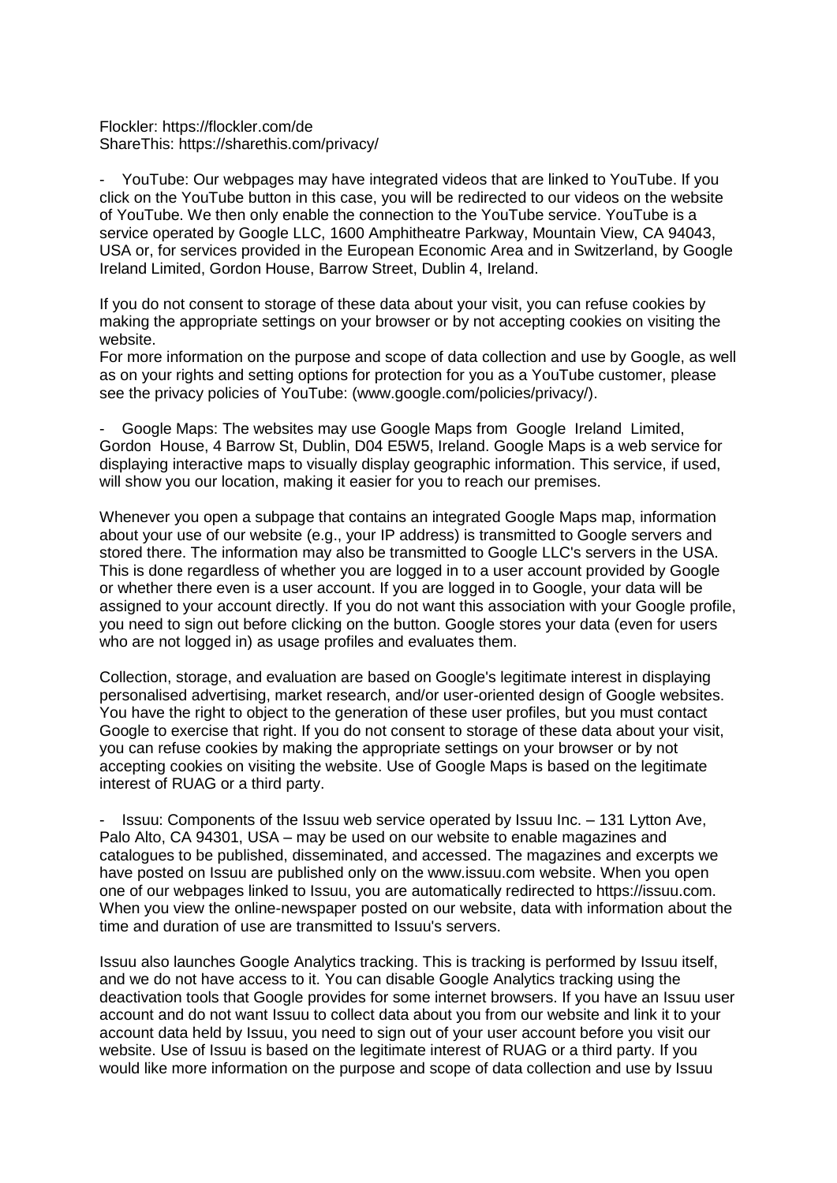Flockler: https://flockler.com/de
ShareThis: https://sharethis.com/privacy/

- YouTube: Our webpages may have integrated videos that are linked to YouTube. If you click on the YouTube button in this case, you will be redirected to our videos on the website of YouTube. We then only enable the connection to the YouTube service. YouTube is a service operated by Google LLC, 1600 Amphitheatre Parkway, Mountain View, CA 94043, USA or, for services provided in the European Economic Area and in Switzerland, by Google Ireland Limited, Gordon House, Barrow Street, Dublin 4, Ireland.

If you do not consent to storage of these data about your visit, you can refuse cookies by making the appropriate settings on your browser or by not accepting cookies on visiting the website.
For more information on the purpose and scope of data collection and use by Google, as well as on your rights and setting options for protection for you as a YouTube customer, please see the privacy policies of YouTube: (www.google.com/policies/privacy/).

- Google Maps: The websites may use Google Maps from Google Ireland Limited, Gordon House, 4 Barrow St, Dublin, D04 E5W5, Ireland. Google Maps is a web service for displaying interactive maps to visually display geographic information. This service, if used, will show you our location, making it easier for you to reach our premises.

Whenever you open a subpage that contains an integrated Google Maps map, information about your use of our website (e.g., your IP address) is transmitted to Google servers and stored there. The information may also be transmitted to Google LLC's servers in the USA. This is done regardless of whether you are logged in to a user account provided by Google or whether there even is a user account. If you are logged in to Google, your data will be assigned to your account directly. If you do not want this association with your Google profile, you need to sign out before clicking on the button. Google stores your data (even for users who are not logged in) as usage profiles and evaluates them.

Collection, storage, and evaluation are based on Google's legitimate interest in displaying personalised advertising, market research, and/or user-oriented design of Google websites. You have the right to object to the generation of these user profiles, but you must contact Google to exercise that right. If you do not consent to storage of these data about your visit, you can refuse cookies by making the appropriate settings on your browser or by not accepting cookies on visiting the website. Use of Google Maps is based on the legitimate interest of RUAG or a third party.

- Issuu: Components of the Issuu web service operated by Issuu Inc. – 131 Lytton Ave, Palo Alto, CA 94301, USA – may be used on our website to enable magazines and catalogues to be published, disseminated, and accessed. The magazines and excerpts we have posted on Issuu are published only on the www.issuu.com website. When you open one of our webpages linked to Issuu, you are automatically redirected to https://issuu.com. When you view the online-newspaper posted on our website, data with information about the time and duration of use are transmitted to Issuu's servers.

Issuu also launches Google Analytics tracking. This is tracking is performed by Issuu itself, and we do not have access to it. You can disable Google Analytics tracking using the deactivation tools that Google provides for some internet browsers. If you have an Issuu user account and do not want Issuu to collect data about you from our website and link it to your account data held by Issuu, you need to sign out of your user account before you visit our website. Use of Issuu is based on the legitimate interest of RUAG or a third party. If you would like more information on the purpose and scope of data collection and use by Issuu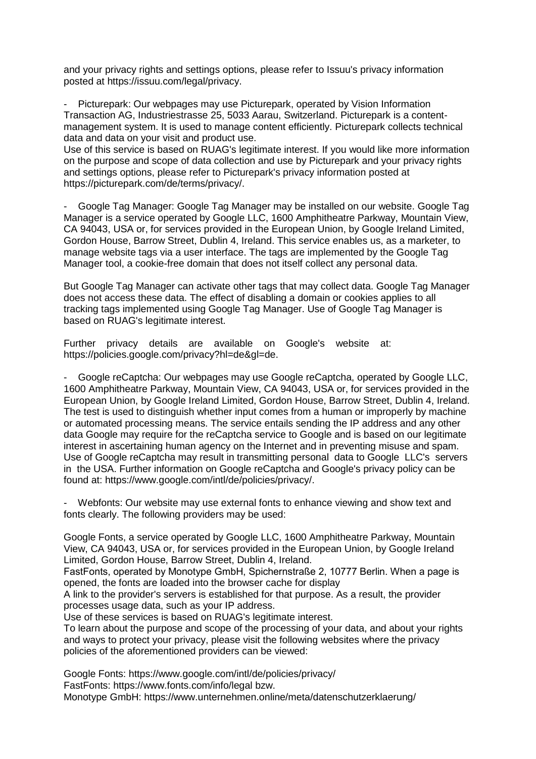and your privacy rights and settings options, please refer to Issuu's privacy information posted at https://issuu.com/legal/privacy.

- Picturepark: Our webpages may use Picturepark, operated by Vision Information Transaction AG, Industriestrasse 25, 5033 Aarau, Switzerland. Picturepark is a content-management system. It is used to manage content efficiently. Picturepark collects technical data and data on your visit and product use.
Use of this service is based on RUAG's legitimate interest. If you would like more information on the purpose and scope of data collection and use by Picturepark and your privacy rights and settings options, please refer to Picturepark's privacy information posted at https://picturepark.com/de/terms/privacy/.

- Google Tag Manager: Google Tag Manager may be installed on our website. Google Tag Manager is a service operated by Google LLC, 1600 Amphitheatre Parkway, Mountain View, CA 94043, USA or, for services provided in the European Union, by Google Ireland Limited, Gordon House, Barrow Street, Dublin 4, Ireland. This service enables us, as a marketer, to manage website tags via a user interface. The tags are implemented by the Google Tag Manager tool, a cookie-free domain that does not itself collect any personal data.

But Google Tag Manager can activate other tags that may collect data. Google Tag Manager does not access these data. The effect of disabling a domain or cookies applies to all tracking tags implemented using Google Tag Manager. Use of Google Tag Manager is based on RUAG's legitimate interest.

Further privacy details are available on Google's website at: https://policies.google.com/privacy?hl=de&gl=de.

- Google reCaptcha: Our webpages may use Google reCaptcha, operated by Google LLC, 1600 Amphitheatre Parkway, Mountain View, CA 94043, USA or, for services provided in the European Union, by Google Ireland Limited, Gordon House, Barrow Street, Dublin 4, Ireland. The test is used to distinguish whether input comes from a human or improperly by machine or automated processing means. The service entails sending the IP address and any other data Google may require for the reCaptcha service to Google and is based on our legitimate interest in ascertaining human agency on the Internet and in preventing misuse and spam. Use of Google reCaptcha may result in transmitting personal data to Google LLC's servers in the USA. Further information on Google reCaptcha and Google's privacy policy can be found at: https://www.google.com/intl/de/policies/privacy/.

- Webfonts: Our website may use external fonts to enhance viewing and show text and fonts clearly. The following providers may be used:

Google Fonts, a service operated by Google LLC, 1600 Amphitheatre Parkway, Mountain View, CA 94043, USA or, for services provided in the European Union, by Google Ireland Limited, Gordon House, Barrow Street, Dublin 4, Ireland.
FastFonts, operated by Monotype GmbH, Spichernstraße 2, 10777 Berlin. When a page is opened, the fonts are loaded into the browser cache for display
A link to the provider's servers is established for that purpose. As a result, the provider processes usage data, such as your IP address.
Use of these services is based on RUAG's legitimate interest.
To learn about the purpose and scope of the processing of your data, and about your rights and ways to protect your privacy, please visit the following websites where the privacy policies of the aforementioned providers can be viewed:

Google Fonts: https://www.google.com/intl/de/policies/privacy/
FastFonts: https://www.fonts.com/info/legal bzw.
Monotype GmbH: https://www.unternehmen.online/meta/datenschutzerklaerung/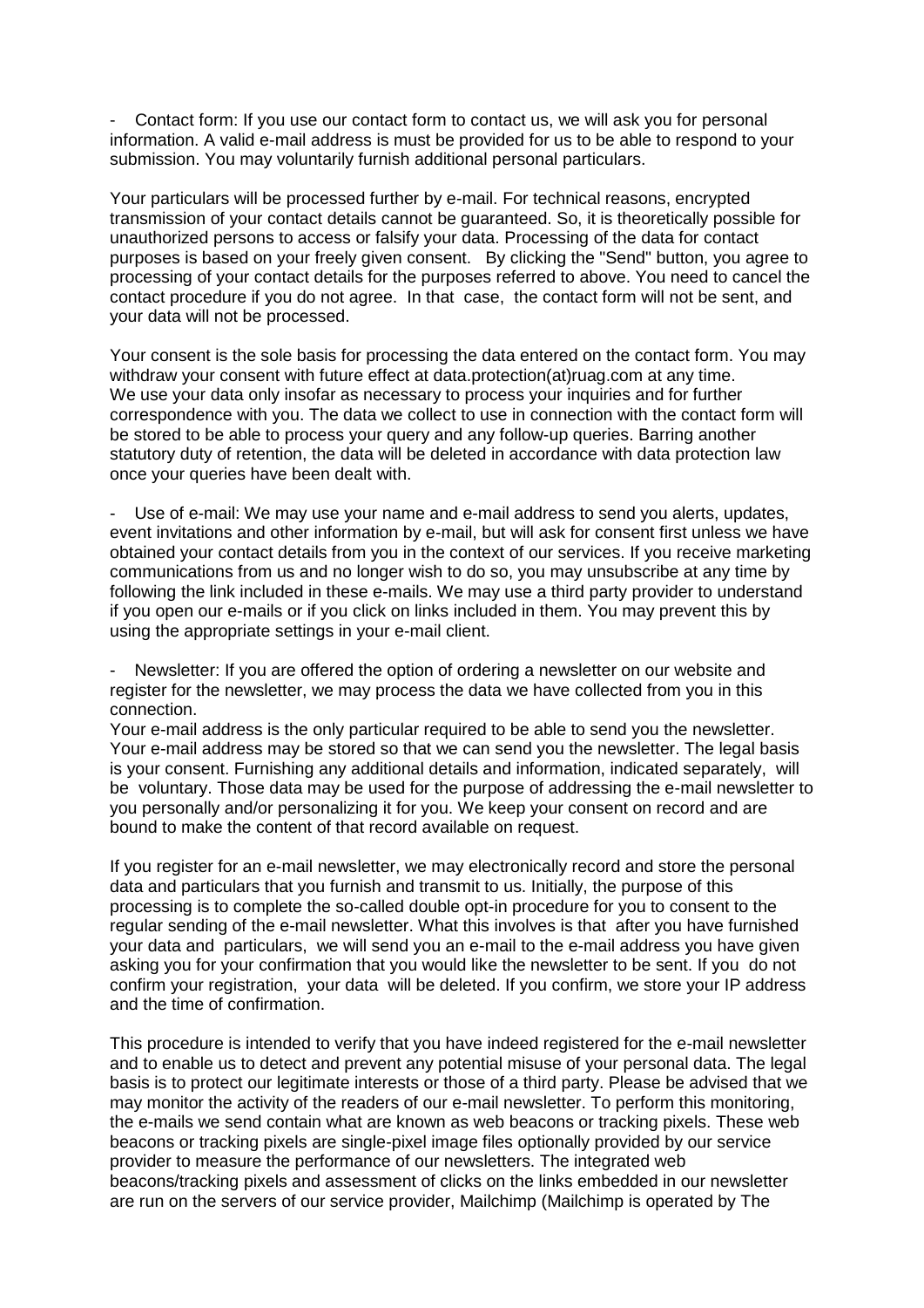- Contact form: If you use our contact form to contact us, we will ask you for personal information. A valid e-mail address is must be provided for us to be able to respond to your submission. You may voluntarily furnish additional personal particulars.

Your particulars will be processed further by e-mail. For technical reasons, encrypted transmission of your contact details cannot be guaranteed. So, it is theoretically possible for unauthorized persons to access or falsify your data. Processing of the data for contact purposes is based on your freely given consent. By clicking the "Send" button, you agree to processing of your contact details for the purposes referred to above. You need to cancel the contact procedure if you do not agree. In that case, the contact form will not be sent, and your data will not be processed.

Your consent is the sole basis for processing the data entered on the contact form. You may withdraw your consent with future effect at data.protection(at)ruag.com at any time. We use your data only insofar as necessary to process your inquiries and for further correspondence with you. The data we collect to use in connection with the contact form will be stored to be able to process your query and any follow-up queries. Barring another statutory duty of retention, the data will be deleted in accordance with data protection law once your queries have been dealt with.

- Use of e-mail: We may use your name and e-mail address to send you alerts, updates, event invitations and other information by e-mail, but will ask for consent first unless we have obtained your contact details from you in the context of our services. If you receive marketing communications from us and no longer wish to do so, you may unsubscribe at any time by following the link included in these e-mails. We may use a third party provider to understand if you open our e-mails or if you click on links included in them. You may prevent this by using the appropriate settings in your e-mail client.

- Newsletter: If you are offered the option of ordering a newsletter on our website and register for the newsletter, we may process the data we have collected from you in this connection.
Your e-mail address is the only particular required to be able to send you the newsletter. Your e-mail address may be stored so that we can send you the newsletter. The legal basis is your consent. Furnishing any additional details and information, indicated separately, will be voluntary. Those data may be used for the purpose of addressing the e-mail newsletter to you personally and/or personalizing it for you. We keep your consent on record and are bound to make the content of that record available on request.

If you register for an e-mail newsletter, we may electronically record and store the personal data and particulars that you furnish and transmit to us. Initially, the purpose of this processing is to complete the so-called double opt-in procedure for you to consent to the regular sending of the e-mail newsletter. What this involves is that after you have furnished your data and particulars, we will send you an e-mail to the e-mail address you have given asking you for your confirmation that you would like the newsletter to be sent. If you do not confirm your registration, your data will be deleted. If you confirm, we store your IP address and the time of confirmation.

This procedure is intended to verify that you have indeed registered for the e-mail newsletter and to enable us to detect and prevent any potential misuse of your personal data. The legal basis is to protect our legitimate interests or those of a third party. Please be advised that we may monitor the activity of the readers of our e-mail newsletter. To perform this monitoring, the e-mails we send contain what are known as web beacons or tracking pixels. These web beacons or tracking pixels are single-pixel image files optionally provided by our service provider to measure the performance of our newsletters. The integrated web beacons/tracking pixels and assessment of clicks on the links embedded in our newsletter are run on the servers of our service provider, Mailchimp (Mailchimp is operated by The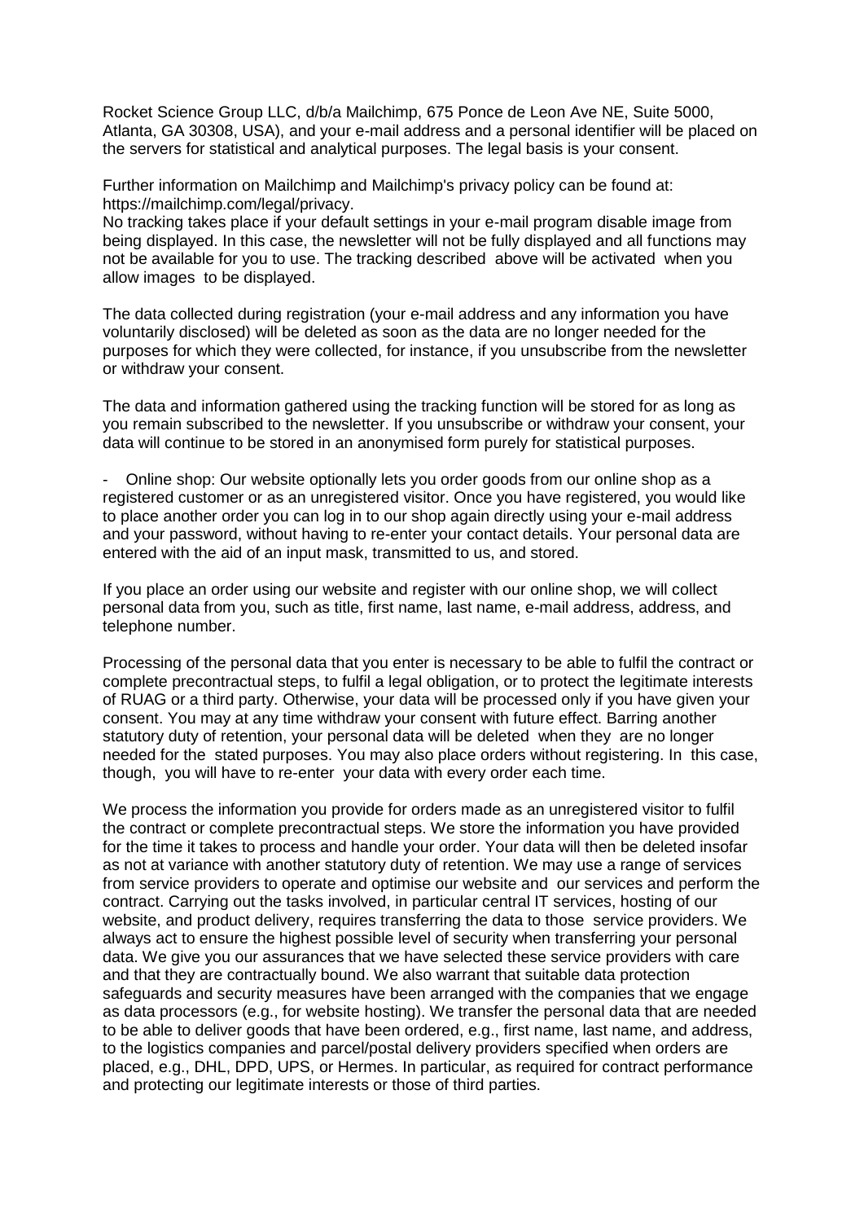Rocket Science Group LLC, d/b/a Mailchimp, 675 Ponce de Leon Ave NE, Suite 5000, Atlanta, GA 30308, USA), and your e-mail address and a personal identifier will be placed on the servers for statistical and analytical purposes. The legal basis is your consent.

Further information on Mailchimp and Mailchimp's privacy policy can be found at: https://mailchimp.com/legal/privacy.
No tracking takes place if your default settings in your e-mail program disable image from being displayed. In this case, the newsletter will not be fully displayed and all functions may not be available for you to use. The tracking described above will be activated when you allow images to be displayed.

The data collected during registration (your e-mail address and any information you have voluntarily disclosed) will be deleted as soon as the data are no longer needed for the purposes for which they were collected, for instance, if you unsubscribe from the newsletter or withdraw your consent.

The data and information gathered using the tracking function will be stored for as long as you remain subscribed to the newsletter. If you unsubscribe or withdraw your consent, your data will continue to be stored in an anonymised form purely for statistical purposes.

- Online shop: Our website optionally lets you order goods from our online shop as a registered customer or as an unregistered visitor. Once you have registered, you would like to place another order you can log in to our shop again directly using your e-mail address and your password, without having to re-enter your contact details. Your personal data are entered with the aid of an input mask, transmitted to us, and stored.

If you place an order using our website and register with our online shop, we will collect personal data from you, such as title, first name, last name, e-mail address, address, and telephone number.

Processing of the personal data that you enter is necessary to be able to fulfil the contract or complete precontractual steps, to fulfil a legal obligation, or to protect the legitimate interests of RUAG or a third party. Otherwise, your data will be processed only if you have given your consent. You may at any time withdraw your consent with future effect. Barring another statutory duty of retention, your personal data will be deleted when they are no longer needed for the stated purposes. You may also place orders without registering. In this case, though, you will have to re-enter your data with every order each time.

We process the information you provide for orders made as an unregistered visitor to fulfil the contract or complete precontractual steps. We store the information you have provided for the time it takes to process and handle your order. Your data will then be deleted insofar as not at variance with another statutory duty of retention. We may use a range of services from service providers to operate and optimise our website and our services and perform the contract. Carrying out the tasks involved, in particular central IT services, hosting of our website, and product delivery, requires transferring the data to those service providers. We always act to ensure the highest possible level of security when transferring your personal data. We give you our assurances that we have selected these service providers with care and that they are contractually bound. We also warrant that suitable data protection safeguards and security measures have been arranged with the companies that we engage as data processors (e.g., for website hosting). We transfer the personal data that are needed to be able to deliver goods that have been ordered, e.g., first name, last name, and address, to the logistics companies and parcel/postal delivery providers specified when orders are placed, e.g., DHL, DPD, UPS, or Hermes. In particular, as required for contract performance and protecting our legitimate interests or those of third parties.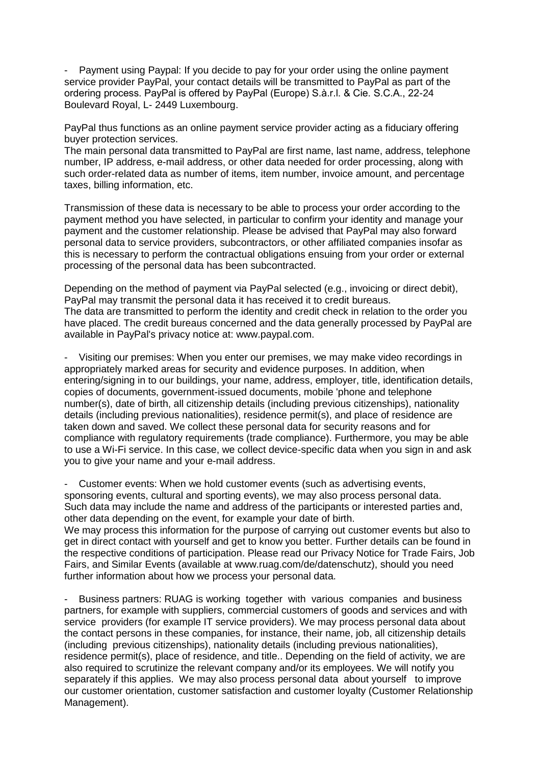- Payment using Paypal: If you decide to pay for your order using the online payment service provider PayPal, your contact details will be transmitted to PayPal as part of the ordering process. PayPal is offered by PayPal (Europe) S.à.r.l. & Cie. S.C.A., 22-24 Boulevard Royal, L- 2449 Luxembourg.

PayPal thus functions as an online payment service provider acting as a fiduciary offering buyer protection services.
The main personal data transmitted to PayPal are first name, last name, address, telephone number, IP address, e-mail address, or other data needed for order processing, along with such order-related data as number of items, item number, invoice amount, and percentage taxes, billing information, etc.

Transmission of these data is necessary to be able to process your order according to the payment method you have selected, in particular to confirm your identity and manage your payment and the customer relationship. Please be advised that PayPal may also forward personal data to service providers, subcontractors, or other affiliated companies insofar as this is necessary to perform the contractual obligations ensuing from your order or external processing of the personal data has been subcontracted.

Depending on the method of payment via PayPal selected (e.g., invoicing or direct debit), PayPal may transmit the personal data it has received it to credit bureaus.
The data are transmitted to perform the identity and credit check in relation to the order you have placed. The credit bureaus concerned and the data generally processed by PayPal are available in PayPal's privacy notice at: www.paypal.com.

- Visiting our premises: When you enter our premises, we may make video recordings in appropriately marked areas for security and evidence purposes. In addition, when entering/signing in to our buildings, your name, address, employer, title, identification details, copies of documents, government-issued documents, mobile 'phone and telephone number(s), date of birth, all citizenship details (including previous citizenships), nationality details (including previous nationalities), residence permit(s), and place of residence are taken down and saved. We collect these personal data for security reasons and for compliance with regulatory requirements (trade compliance). Furthermore, you may be able to use a Wi-Fi service. In this case, we collect device-specific data when you sign in and ask you to give your name and your e-mail address.

- Customer events: When we hold customer events (such as advertising events, sponsoring events, cultural and sporting events), we may also process personal data. Such data may include the name and address of the participants or interested parties and, other data depending on the event, for example your date of birth.
We may process this information for the purpose of carrying out customer events but also to get in direct contact with yourself and get to know you better. Further details can be found in the respective conditions of participation. Please read our Privacy Notice for Trade Fairs, Job Fairs, and Similar Events (available at www.ruag.com/de/datenschutz), should you need further information about how we process your personal data.

- Business partners: RUAG is working together with various companies and business partners, for example with suppliers, commercial customers of goods and services and with service providers (for example IT service providers). We may process personal data about the contact persons in these companies, for instance, their name, job, all citizenship details (including previous citizenships), nationality details (including previous nationalities), residence permit(s), place of residence, and title.. Depending on the field of activity, we are also required to scrutinize the relevant company and/or its employees. We will notify you separately if this applies. We may also process personal data about yourself to improve our customer orientation, customer satisfaction and customer loyalty (Customer Relationship Management).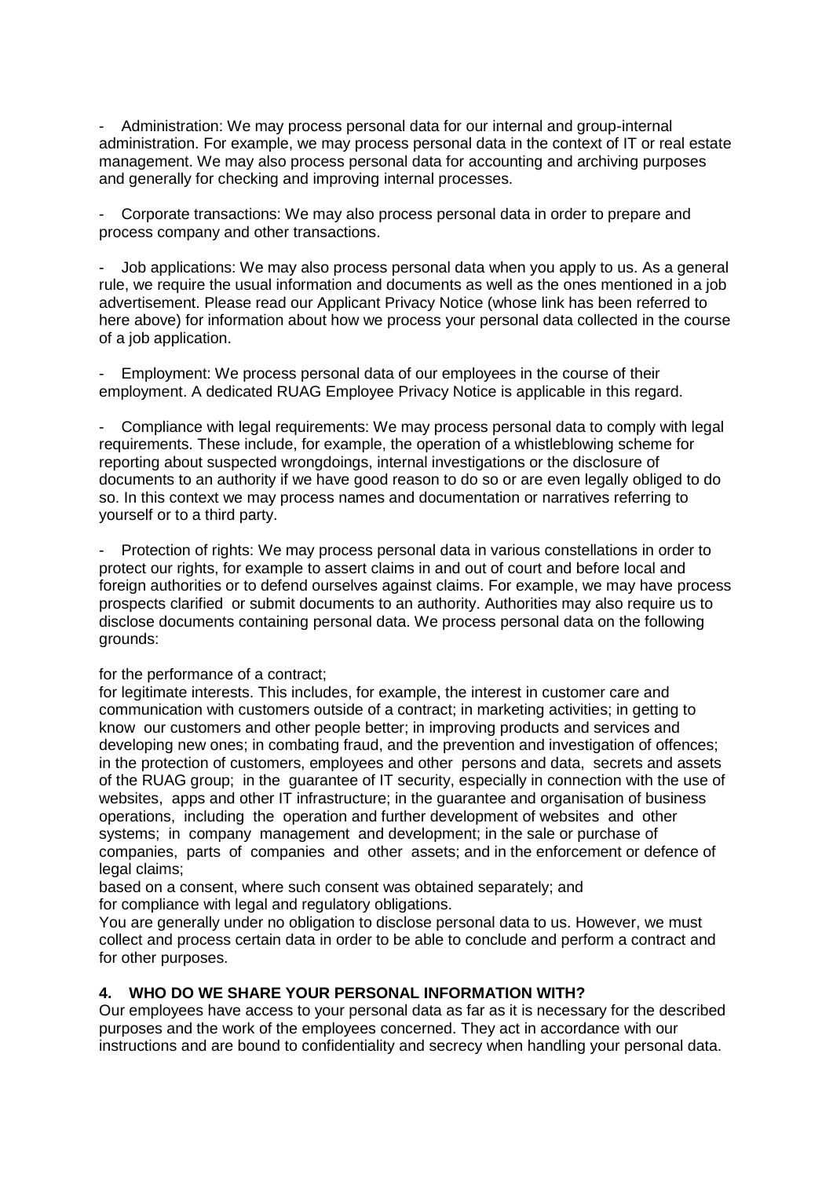- Administration: We may process personal data for our internal and group-internal administration. For example, we may process personal data in the context of IT or real estate management. We may also process personal data for accounting and archiving purposes and generally for checking and improving internal processes.

- Corporate transactions: We may also process personal data in order to prepare and process company and other transactions.

- Job applications: We may also process personal data when you apply to us. As a general rule, we require the usual information and documents as well as the ones mentioned in a job advertisement. Please read our Applicant Privacy Notice (whose link has been referred to here above) for information about how we process your personal data collected in the course of a job application.

- Employment: We process personal data of our employees in the course of their employment. A dedicated RUAG Employee Privacy Notice is applicable in this regard.

- Compliance with legal requirements: We may process personal data to comply with legal requirements. These include, for example, the operation of a whistleblowing scheme for reporting about suspected wrongdoings, internal investigations or the disclosure of documents to an authority if we have good reason to do so or are even legally obliged to do so. In this context we may process names and documentation or narratives referring to yourself or to a third party.

- Protection of rights: We may process personal data in various constellations in order to protect our rights, for example to assert claims in and out of court and before local and foreign authorities or to defend ourselves against claims. For example, we may have process prospects clarified or submit documents to an authority. Authorities may also require us to disclose documents containing personal data. We process personal data on the following grounds:

for the performance of a contract;
for legitimate interests. This includes, for example, the interest in customer care and communication with customers outside of a contract; in marketing activities; in getting to know our customers and other people better; in improving products and services and developing new ones; in combating fraud, and the prevention and investigation of offences; in the protection of customers, employees and other persons and data, secrets and assets of the RUAG group; in the guarantee of IT security, especially in connection with the use of websites, apps and other IT infrastructure; in the guarantee and organisation of business operations, including the operation and further development of websites and other systems; in company management and development; in the sale or purchase of companies, parts of companies and other assets; and in the enforcement or defence of legal claims;
based on a consent, where such consent was obtained separately; and
for compliance with legal and regulatory obligations.
You are generally under no obligation to disclose personal data to us. However, we must collect and process certain data in order to be able to conclude and perform a contract and for other purposes.

## 4. WHO DO WE SHARE YOUR PERSONAL INFORMATION WITH?

Our employees have access to your personal data as far as it is necessary for the described purposes and the work of the employees concerned. They act in accordance with our instructions and are bound to confidentiality and secrecy when handling your personal data.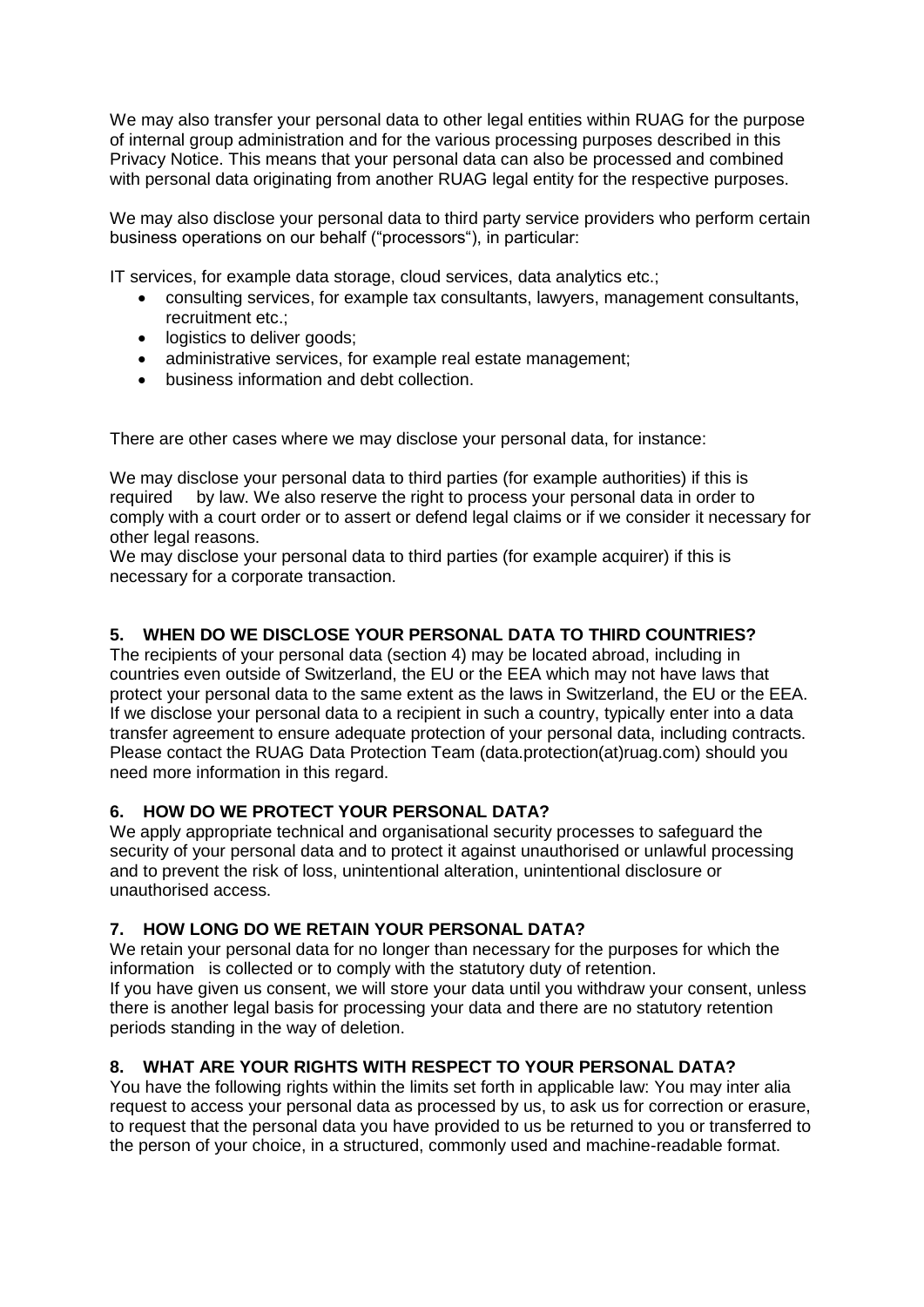We may also transfer your personal data to other legal entities within RUAG for the purpose of internal group administration and for the various processing purposes described in this Privacy Notice. This means that your personal data can also be processed and combined with personal data originating from another RUAG legal entity for the respective purposes.

We may also disclose your personal data to third party service providers who perform certain business operations on our behalf ("processors"), in particular:

IT services, for example data storage, cloud services, data analytics etc.;

- consulting services, for example tax consultants, lawyers, management consultants, recruitment etc.;
- logistics to deliver goods;
- administrative services, for example real estate management;
- business information and debt collection.

There are other cases where we may disclose your personal data, for instance:

We may disclose your personal data to third parties (for example authorities) if this is required by law. We also reserve the right to process your personal data in order to comply with a court order or to assert or defend legal claims or if we consider it necessary for other legal reasons.
We may disclose your personal data to third parties (for example acquirer) if this is necessary for a corporate transaction.

## 5. WHEN DO WE DISCLOSE YOUR PERSONAL DATA TO THIRD COUNTRIES?

The recipients of your personal data (section 4) may be located abroad, including in countries even outside of Switzerland, the EU or the EEA which may not have laws that protect your personal data to the same extent as the laws in Switzerland, the EU or the EEA. If we disclose your personal data to a recipient in such a country, typically enter into a data transfer agreement to ensure adequate protection of your personal data, including contracts. Please contact the RUAG Data Protection Team (data.protection(at)ruag.com) should you need more information in this regard.

## 6. HOW DO WE PROTECT YOUR PERSONAL DATA?

We apply appropriate technical and organisational security processes to safeguard the security of your personal data and to protect it against unauthorised or unlawful processing and to prevent the risk of loss, unintentional alteration, unintentional disclosure or unauthorised access.

## 7. HOW LONG DO WE RETAIN YOUR PERSONAL DATA?

We retain your personal data for no longer than necessary for the purposes for which the information is collected or to comply with the statutory duty of retention.
If you have given us consent, we will store your data until you withdraw your consent, unless there is another legal basis for processing your data and there are no statutory retention periods standing in the way of deletion.

## 8. WHAT ARE YOUR RIGHTS WITH RESPECT TO YOUR PERSONAL DATA?

You have the following rights within the limits set forth in applicable law: You may inter alia request to access your personal data as processed by us, to ask us for correction or erasure, to request that the personal data you have provided to us be returned to you or transferred to the person of your choice, in a structured, commonly used and machine-readable format.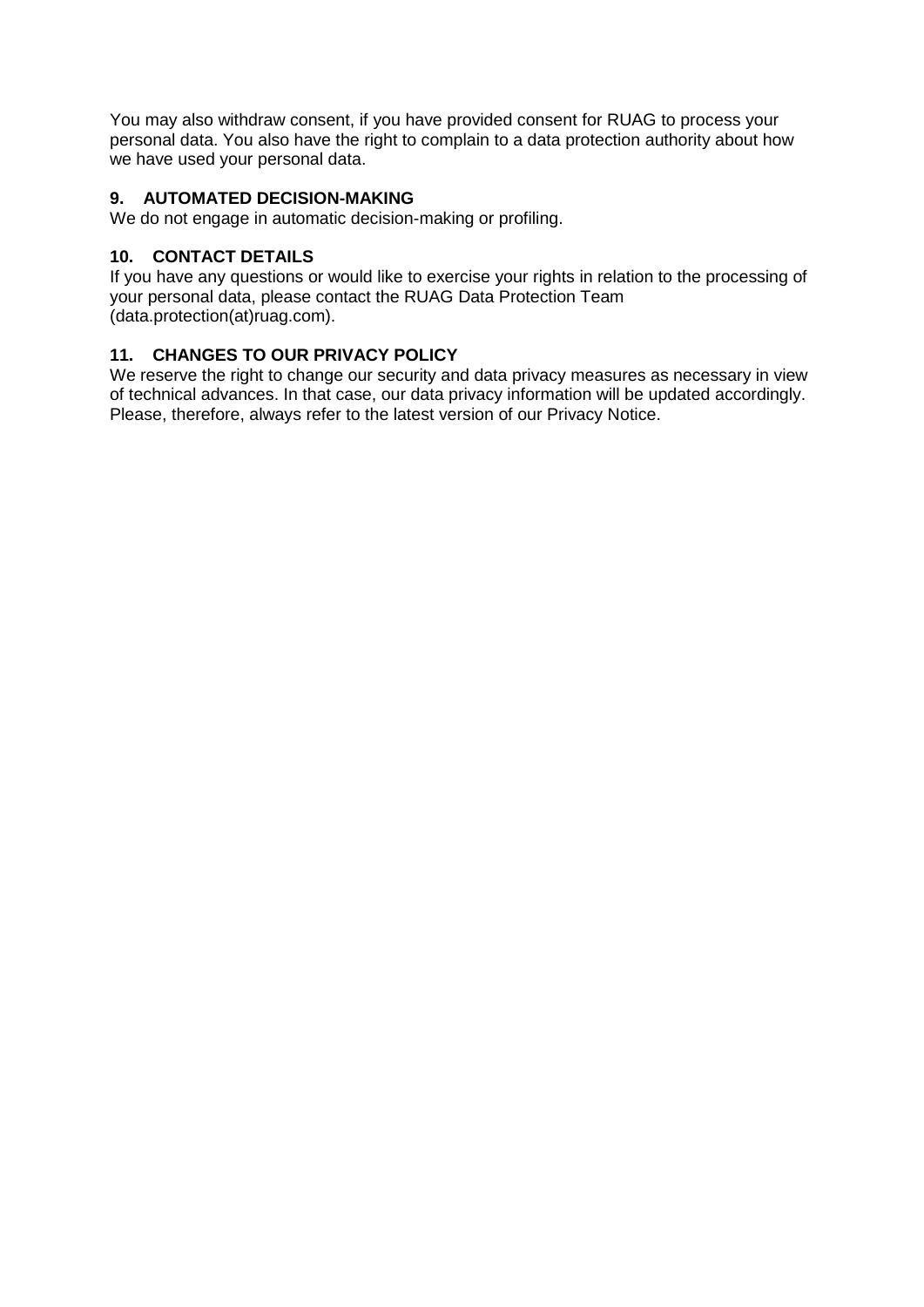You may also withdraw consent, if you have provided consent for RUAG to process your personal data. You also have the right to complain to a data protection authority about how we have used your personal data.

## 9. AUTOMATED DECISION-MAKING

We do not engage in automatic decision-making or profiling.

## 10. CONTACT DETAILS

If you have any questions or would like to exercise your rights in relation to the processing of your personal data, please contact the RUAG Data Protection Team (data.protection(at)ruag.com).

## 11. CHANGES TO OUR PRIVACY POLICY

We reserve the right to change our security and data privacy measures as necessary in view of technical advances. In that case, our data privacy information will be updated accordingly. Please, therefore, always refer to the latest version of our Privacy Notice.